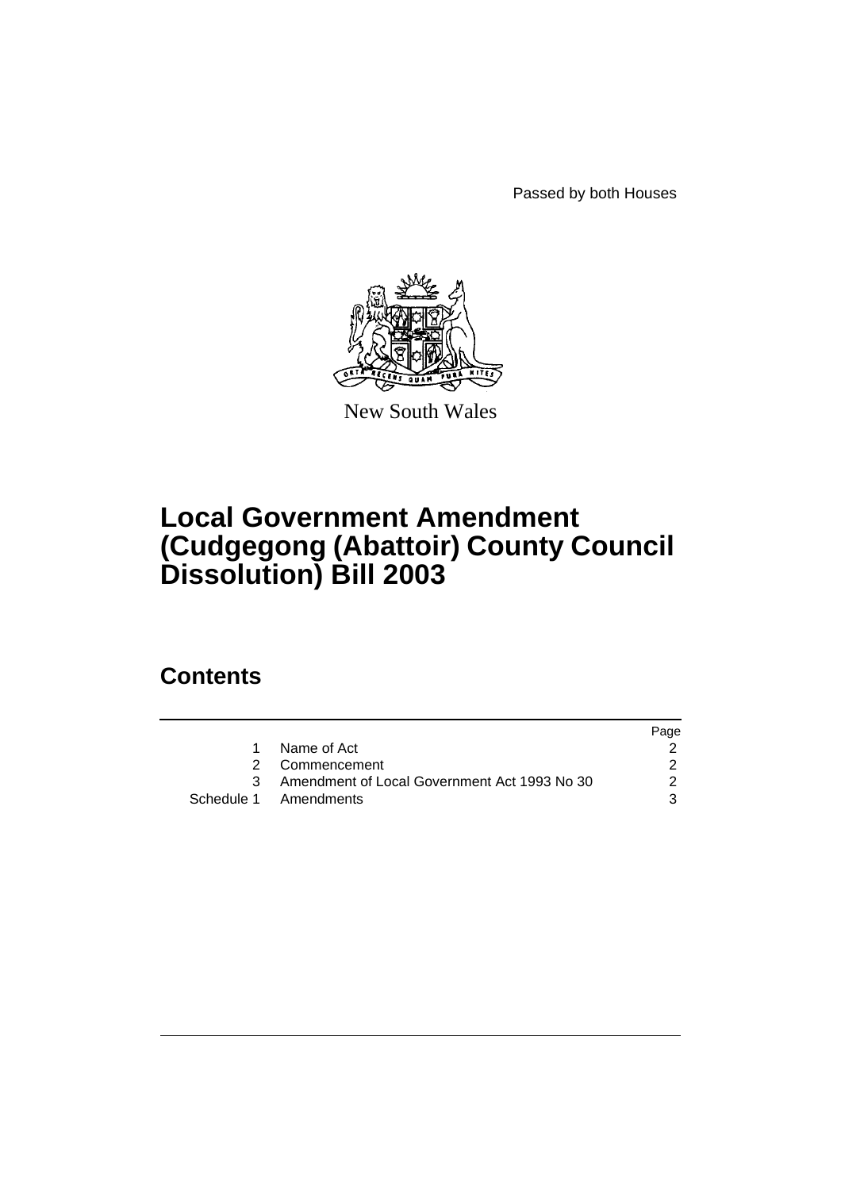Passed by both Houses

New South Wales

# Local Government Amendment (Cudgegong (Abattoir) County Council Dissolution) Bill 2003

## Contents

| | | Page |
|---|---|---|
| 1 | Name of Act | 2 |
| 2 | Commencement | 2 |
| 3 | Amendment of Local Government Act 1993 No 30 | 2 |
| Schedule 1 | Amendments | 3 |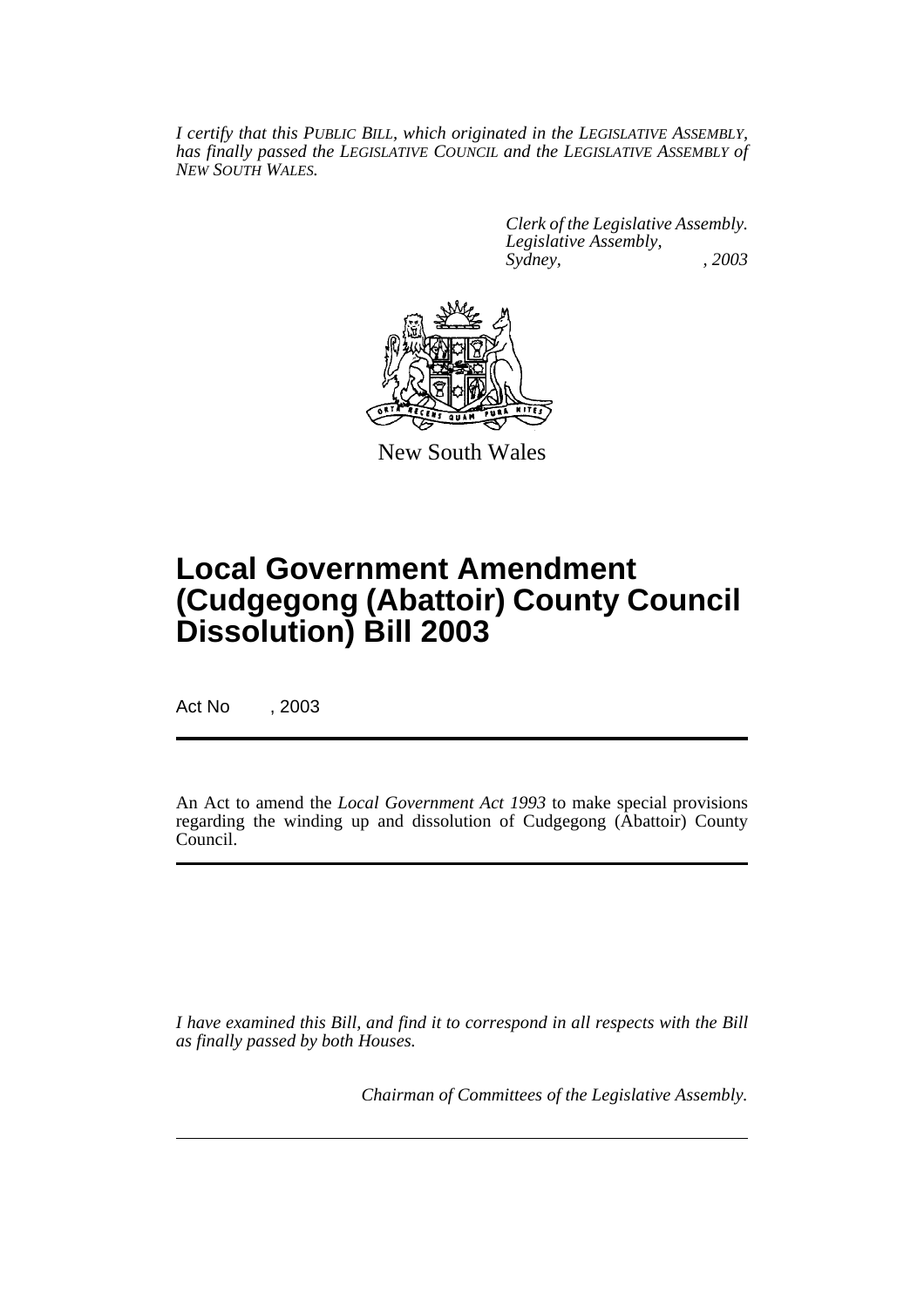*I certify that this PUBLIC BILL, which originated in the LEGISLATIVE ASSEMBLY, has finally passed the LEGISLATIVE COUNCIL and the LEGISLATIVE ASSEMBLY of NEW SOUTH WALES.*

*Clerk of the Legislative Assembly.*
*Legislative Assembly,*
*Sydney, , 2003*

New South Wales

# Local Government Amendment (Cudgegong (Abattoir) County Council Dissolution) Bill 2003

Act No , 2003

An Act to amend the *Local Government Act 1993* to make special provisions regarding the winding up and dissolution of Cudgegong (Abattoir) County Council.

*I have examined this Bill, and find it to correspond in all respects with the Bill as finally passed by both Houses.*

*Chairman of Committees of the Legislative Assembly.*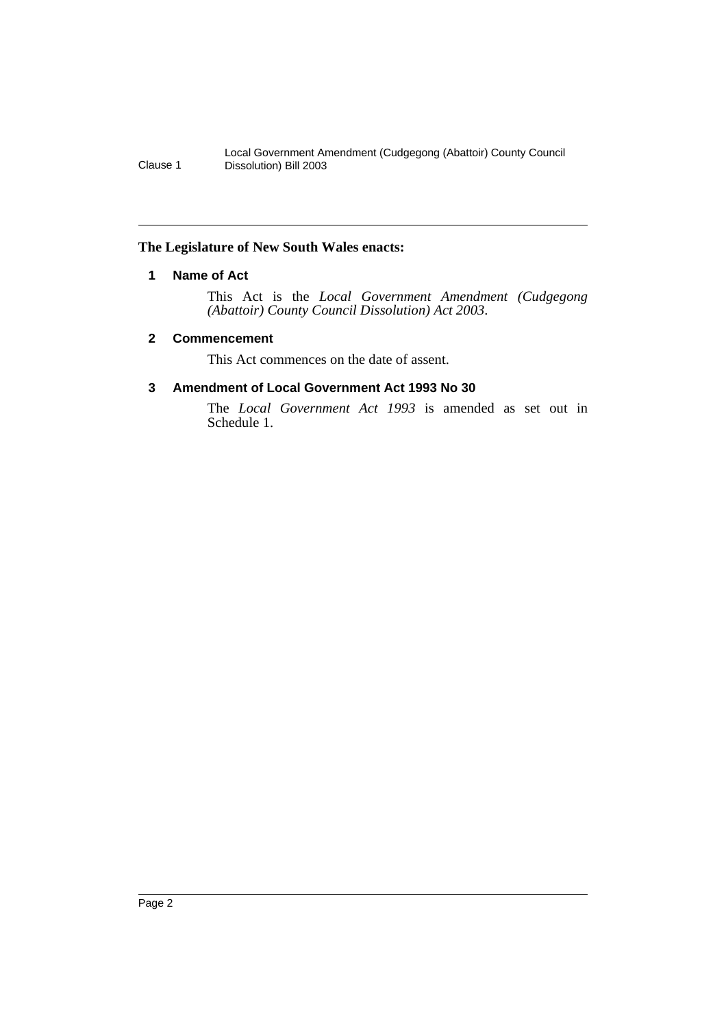**The Legislature of New South Wales enacts:**

### 1 Name of Act

This Act is the *Local Government Amendment (Cudgegong (Abattoir) County Council Dissolution) Act 2003*.

### 2 Commencement

This Act commences on the date of assent.

### 3 Amendment of Local Government Act 1993 No 30

The *Local Government Act 1993* is amended as set out in Schedule 1.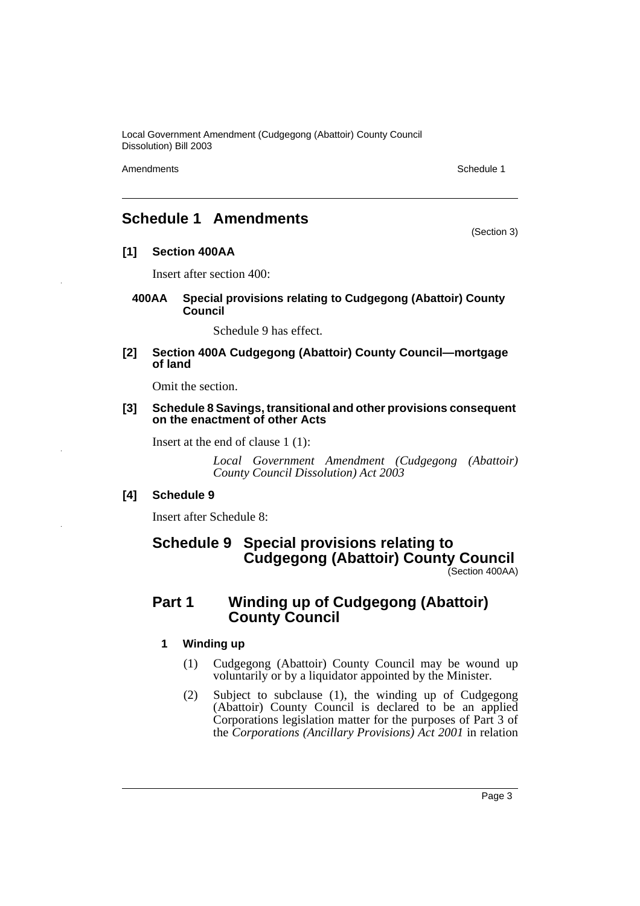## Schedule 1 Amendments

(Section 3)

**[1] Section 400AA**

Insert after section 400:

**400AA Special provisions relating to Cudgegong (Abattoir) County Council**

Schedule 9 has effect.

**[2] Section 400A Cudgegong (Abattoir) County Council—mortgage of land**

Omit the section.

**[3] Schedule 8 Savings, transitional and other provisions consequent on the enactment of other Acts**

Insert at the end of clause 1 (1):

*Local Government Amendment (Cudgegong (Abattoir) County Council Dissolution) Act 2003*

**[4] Schedule 9**

Insert after Schedule 8:

## Schedule 9 Special provisions relating to Cudgegong (Abattoir) County Council

(Section 400AA)

### Part 1 Winding up of Cudgegong (Abattoir) County Council

**1 Winding up**

(1) Cudgegong (Abattoir) County Council may be wound up voluntarily or by a liquidator appointed by the Minister.

(2) Subject to subclause (1), the winding up of Cudgegong (Abattoir) County Council is declared to be an applied Corporations legislation matter for the purposes of Part 3 of the *Corporations (Ancillary Provisions) Act 2001* in relation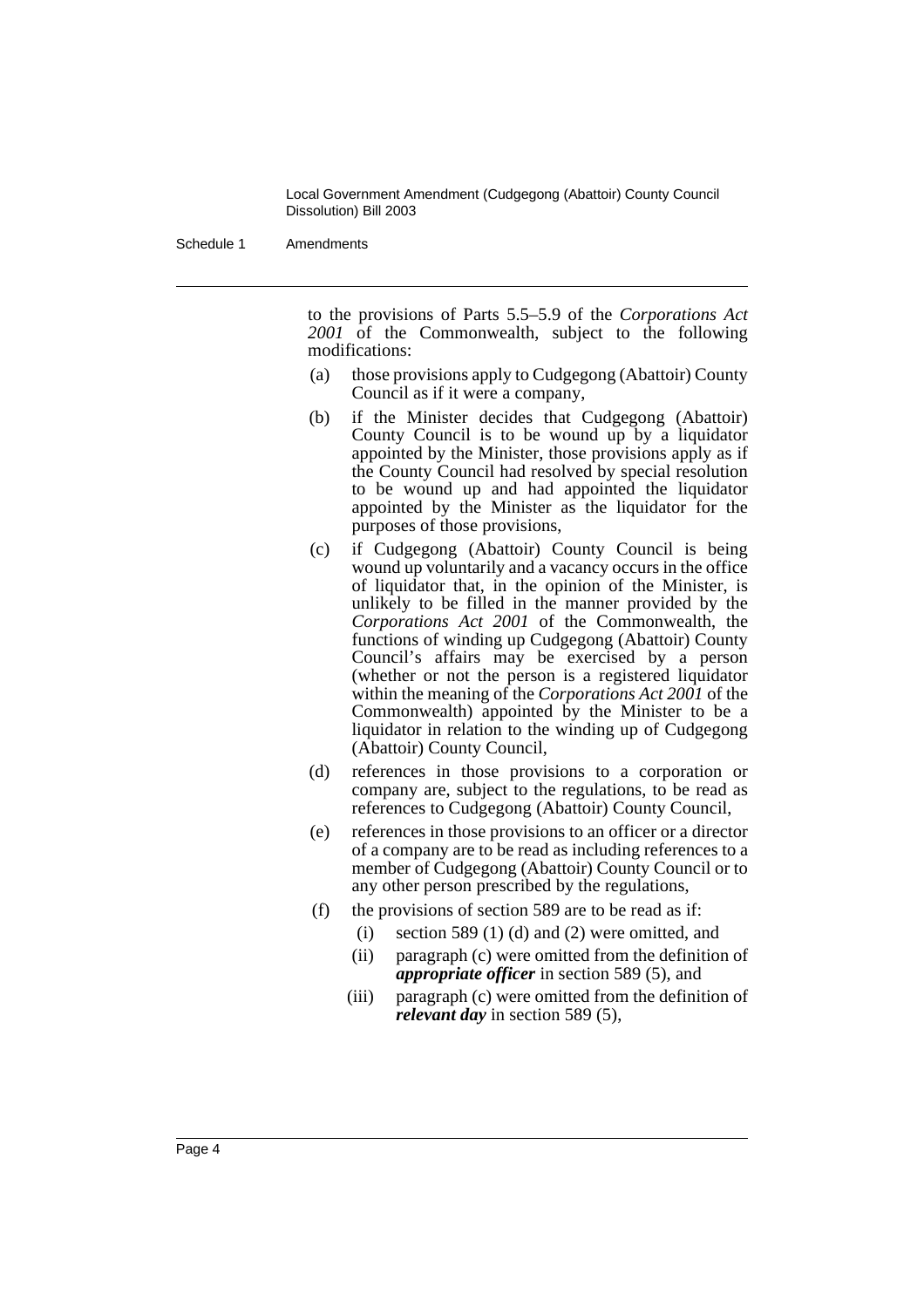to the provisions of Parts 5.5–5.9 of the *Corporations Act 2001* of the Commonwealth, subject to the following modifications:

(a) those provisions apply to Cudgegong (Abattoir) County Council as if it were a company,

(b) if the Minister decides that Cudgegong (Abattoir) County Council is to be wound up by a liquidator appointed by the Minister, those provisions apply as if the County Council had resolved by special resolution to be wound up and had appointed the liquidator appointed by the Minister as the liquidator for the purposes of those provisions,

(c) if Cudgegong (Abattoir) County Council is being wound up voluntarily and a vacancy occurs in the office of liquidator that, in the opinion of the Minister, is unlikely to be filled in the manner provided by the *Corporations Act 2001* of the Commonwealth, the functions of winding up Cudgegong (Abattoir) County Council's affairs may be exercised by a person (whether or not the person is a registered liquidator within the meaning of the *Corporations Act 2001* of the Commonwealth) appointed by the Minister to be a liquidator in relation to the winding up of Cudgegong (Abattoir) County Council,

(d) references in those provisions to a corporation or company are, subject to the regulations, to be read as references to Cudgegong (Abattoir) County Council,

(e) references in those provisions to an officer or a director of a company are to be read as including references to a member of Cudgegong (Abattoir) County Council or to any other person prescribed by the regulations,

(f) the provisions of section 589 are to be read as if:

 (i) section 589 (1) (d) and (2) were omitted, and

 (ii) paragraph (c) were omitted from the definition of ***appropriate officer*** in section 589 (5), and

 (iii) paragraph (c) were omitted from the definition of ***relevant day*** in section 589 (5),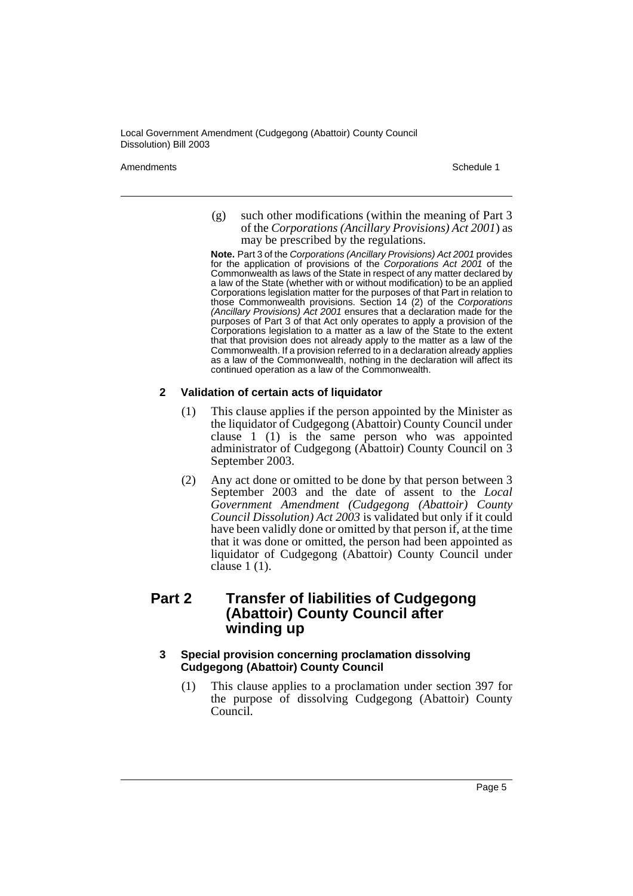(g) such other modifications (within the meaning of Part 3 of the *Corporations (Ancillary Provisions) Act 2001*) as may be prescribed by the regulations.

**Note.** Part 3 of the *Corporations (Ancillary Provisions) Act 2001* provides for the application of provisions of the *Corporations Act 2001* of the Commonwealth as laws of the State in respect of any matter declared by a law of the State (whether with or without modification) to be an applied Corporations legislation matter for the purposes of that Part in relation to those Commonwealth provisions. Section 14 (2) of the *Corporations (Ancillary Provisions) Act 2001* ensures that a declaration made for the purposes of Part 3 of that Act only operates to apply a provision of the Corporations legislation to a matter as a law of the State to the extent that that provision does not already apply to the matter as a law of the Commonwealth. If a provision referred to in a declaration already applies as a law of the Commonwealth, nothing in the declaration will affect its continued operation as a law of the Commonwealth.

### 2 Validation of certain acts of liquidator

(1) This clause applies if the person appointed by the Minister as the liquidator of Cudgegong (Abattoir) County Council under clause 1 (1) is the same person who was appointed administrator of Cudgegong (Abattoir) County Council on 3 September 2003.

(2) Any act done or omitted to be done by that person between 3 September 2003 and the date of assent to the *Local Government Amendment (Cudgegong (Abattoir) County Council Dissolution) Act 2003* is validated but only if it could have been validly done or omitted by that person if, at the time that it was done or omitted, the person had been appointed as liquidator of Cudgegong (Abattoir) County Council under clause 1 (1).

## Part 2 Transfer of liabilities of Cudgegong (Abattoir) County Council after winding up

### 3 Special provision concerning proclamation dissolving Cudgegong (Abattoir) County Council

(1) This clause applies to a proclamation under section 397 for the purpose of dissolving Cudgegong (Abattoir) County Council.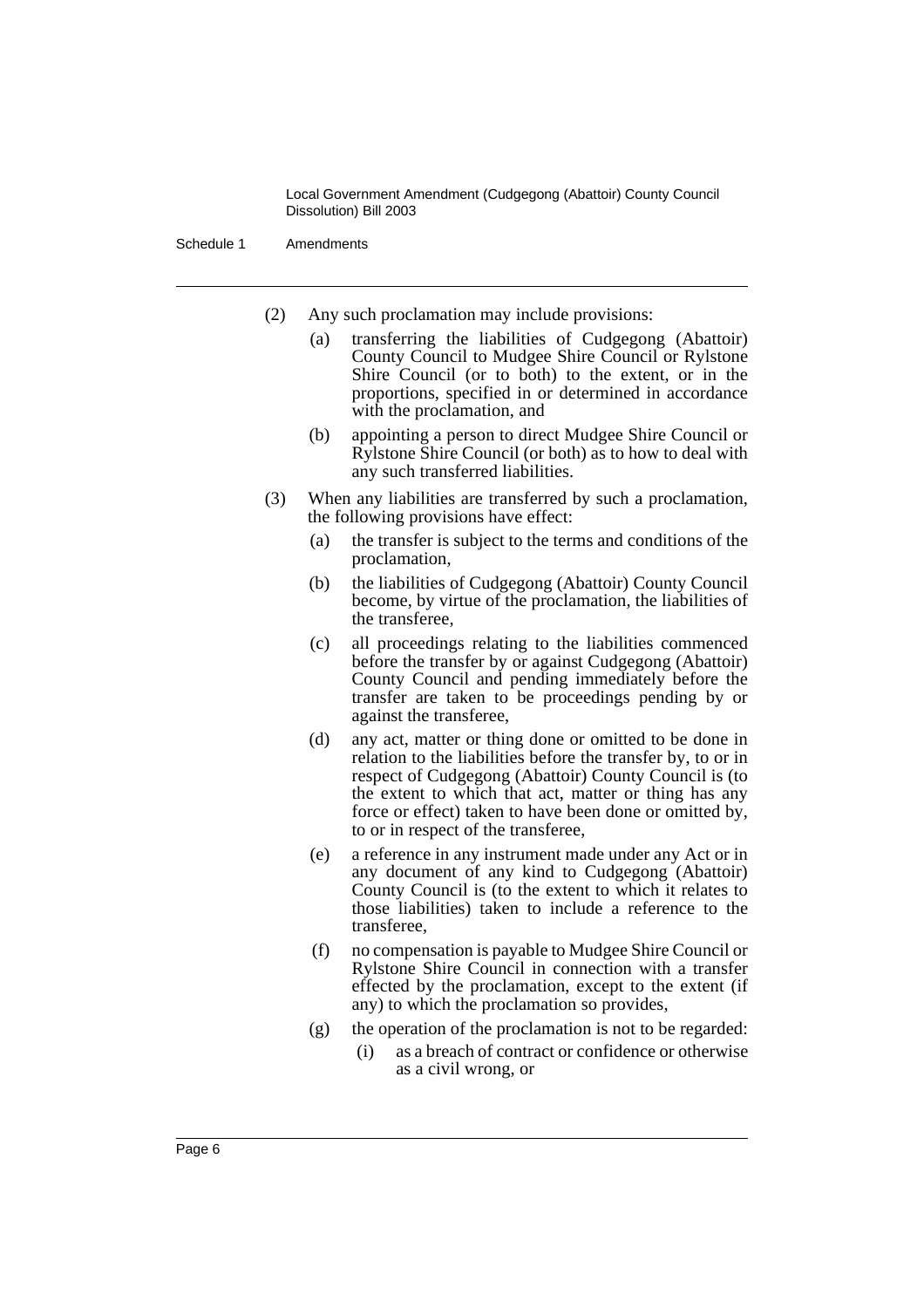(2) Any such proclamation may include provisions:

(a) transferring the liabilities of Cudgegong (Abattoir) County Council to Mudgee Shire Council or Rylstone Shire Council (or to both) to the extent, or in the proportions, specified in or determined in accordance with the proclamation, and

(b) appointing a person to direct Mudgee Shire Council or Rylstone Shire Council (or both) as to how to deal with any such transferred liabilities.

(3) When any liabilities are transferred by such a proclamation, the following provisions have effect:

(a) the transfer is subject to the terms and conditions of the proclamation,

(b) the liabilities of Cudgegong (Abattoir) County Council become, by virtue of the proclamation, the liabilities of the transferee,

(c) all proceedings relating to the liabilities commenced before the transfer by or against Cudgegong (Abattoir) County Council and pending immediately before the transfer are taken to be proceedings pending by or against the transferee,

(d) any act, matter or thing done or omitted to be done in relation to the liabilities before the transfer by, to or in respect of Cudgegong (Abattoir) County Council is (to the extent to which that act, matter or thing has any force or effect) taken to have been done or omitted by, to or in respect of the transferee,

(e) a reference in any instrument made under any Act or in any document of any kind to Cudgegong (Abattoir) County Council is (to the extent to which it relates to those liabilities) taken to include a reference to the transferee,

(f) no compensation is payable to Mudgee Shire Council or Rylstone Shire Council in connection with a transfer effected by the proclamation, except to the extent (if any) to which the proclamation so provides,

(g) the operation of the proclamation is not to be regarded:

(i) as a breach of contract or confidence or otherwise as a civil wrong, or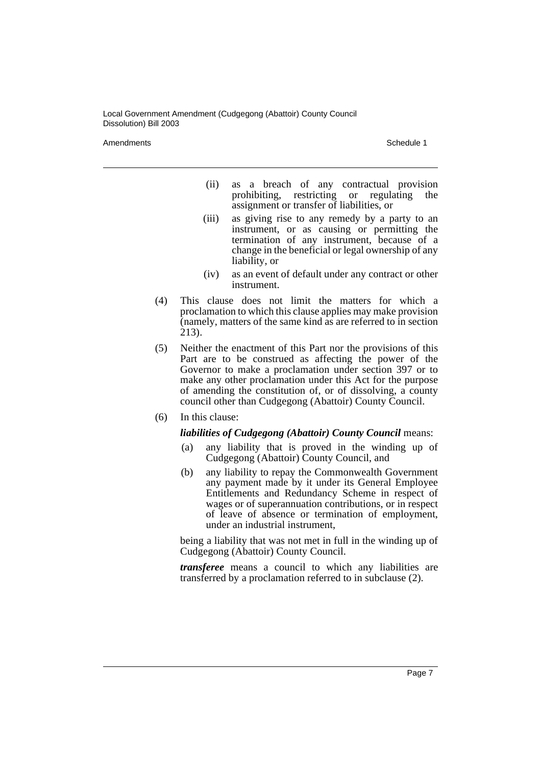(ii) as a breach of any contractual provision prohibiting, restricting or regulating the assignment or transfer of liabilities, or

(iii) as giving rise to any remedy by a party to an instrument, or as causing or permitting the termination of any instrument, because of a change in the beneficial or legal ownership of any liability, or

(iv) as an event of default under any contract or other instrument.

(4) This clause does not limit the matters for which a proclamation to which this clause applies may make provision (namely, matters of the same kind as are referred to in section 213).

(5) Neither the enactment of this Part nor the provisions of this Part are to be construed as affecting the power of the Governor to make a proclamation under section 397 or to make any other proclamation under this Act for the purpose of amending the constitution of, or of dissolving, a county council other than Cudgegong (Abattoir) County Council.

(6) In this clause:

***liabilities of Cudgegong (Abattoir) County Council*** means:

(a) any liability that is proved in the winding up of Cudgegong (Abattoir) County Council, and

(b) any liability to repay the Commonwealth Government any payment made by it under its General Employee Entitlements and Redundancy Scheme in respect of wages or of superannuation contributions, or in respect of leave of absence or termination of employment, under an industrial instrument,

being a liability that was not met in full in the winding up of Cudgegong (Abattoir) County Council.

***transferee*** means a council to which any liabilities are transferred by a proclamation referred to in subclause (2).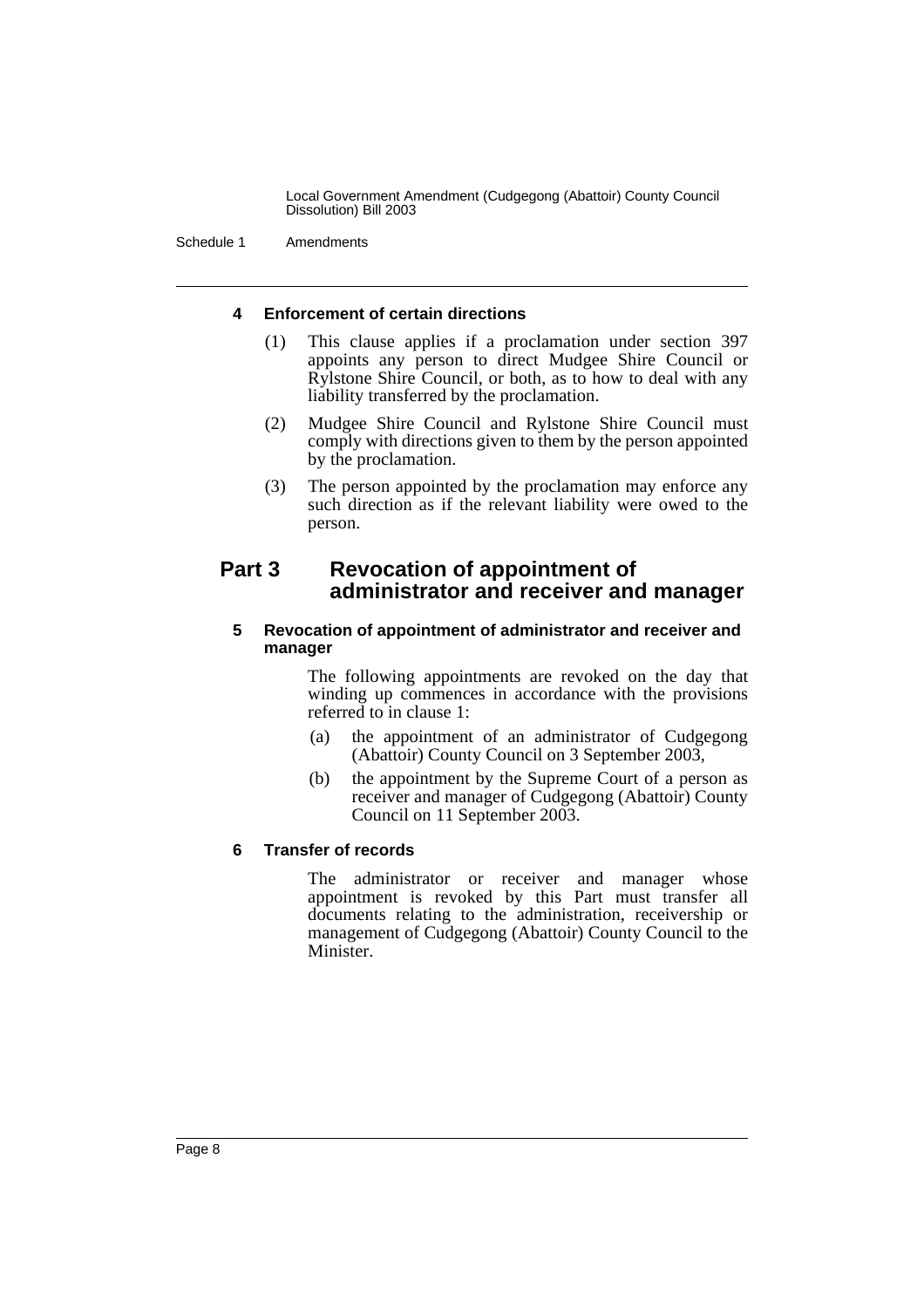#### 4 Enforcement of certain directions

(1) This clause applies if a proclamation under section 397 appoints any person to direct Mudgee Shire Council or Rylstone Shire Council, or both, as to how to deal with any liability transferred by the proclamation.

(2) Mudgee Shire Council and Rylstone Shire Council must comply with directions given to them by the person appointed by the proclamation.

(3) The person appointed by the proclamation may enforce any such direction as if the relevant liability were owed to the person.

## Part 3 Revocation of appointment of administrator and receiver and manager

#### 5 Revocation of appointment of administrator and receiver and manager

The following appointments are revoked on the day that winding up commences in accordance with the provisions referred to in clause 1:

(a) the appointment of an administrator of Cudgegong (Abattoir) County Council on 3 September 2003,

(b) the appointment by the Supreme Court of a person as receiver and manager of Cudgegong (Abattoir) County Council on 11 September 2003.

#### 6 Transfer of records

The administrator or receiver and manager whose appointment is revoked by this Part must transfer all documents relating to the administration, receivership or management of Cudgegong (Abattoir) County Council to the Minister.